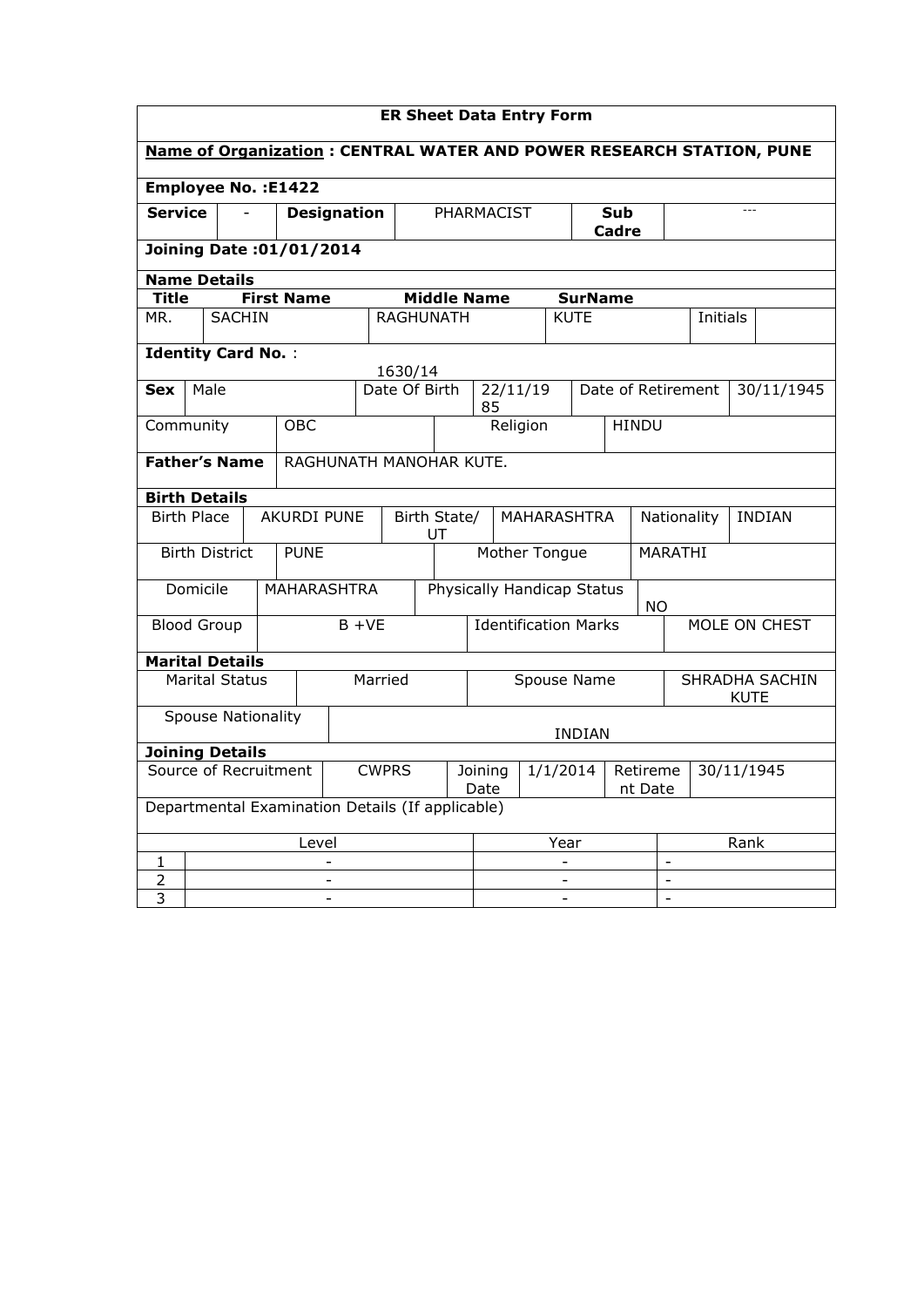# ER Sheet Data Entry Form

**Name of Organization : CENTRAL WATER AND POWER RESEARCH STATION, PUNE**

**Employee No. :E1422**

| **Service** | - | **Designation** | PHARMACIST | **Sub Cadre** | --- |
|---|---|---|---|---|---|

**Joining Date :01/01/2014**

### Name Details

| **Title** | **First Name** | **Middle Name** | **SurName** | | |
|---|---|---|---|---|---|
| MR. | SACHIN | RAGHUNATH | KUTE | Initials | |

**Identity Card No.** : 1630/14

| **Sex** | Male | Date Of Birth | 22/11/1985 | Date of Retirement | 30/11/1945 |
|---|---|---|---|---|---|
| Community | OBC | Religion | HINDU | | |
| **Father's Name** | RAGHUNATH MANOHAR KUTE. | | | | |

### Birth Details

| Birth Place | AKURDI PUNE | Birth State/ UT | MAHARASHTRA | Nationality | INDIAN |
|---|---|---|---|---|---|
| Birth District | PUNE | Mother Tongue | MARATHI | | |
| Domicile | MAHARASHTRA | Physically Handicap Status | NO | | |
| Blood Group | B +VE | Identification Marks | MOLE ON CHEST | | |

### Marital Details

| Marital Status | Married | Spouse Name | SHRADHA SACHIN KUTE |
|---|---|---|---|
| Spouse Nationality | INDIAN | | |

### Joining Details

| Source of Recruitment | CWPRS | Joining Date | 1/1/2014 | Retirement Date | 30/11/1945 |
|---|---|---|---|---|---|

Departmental Examination Details (If applicable)

| | Level | Year | Rank |
|---|---|---|---|
| 1 | - | - | - |
| 2 | - | - | - |
| 3 | - | - | - |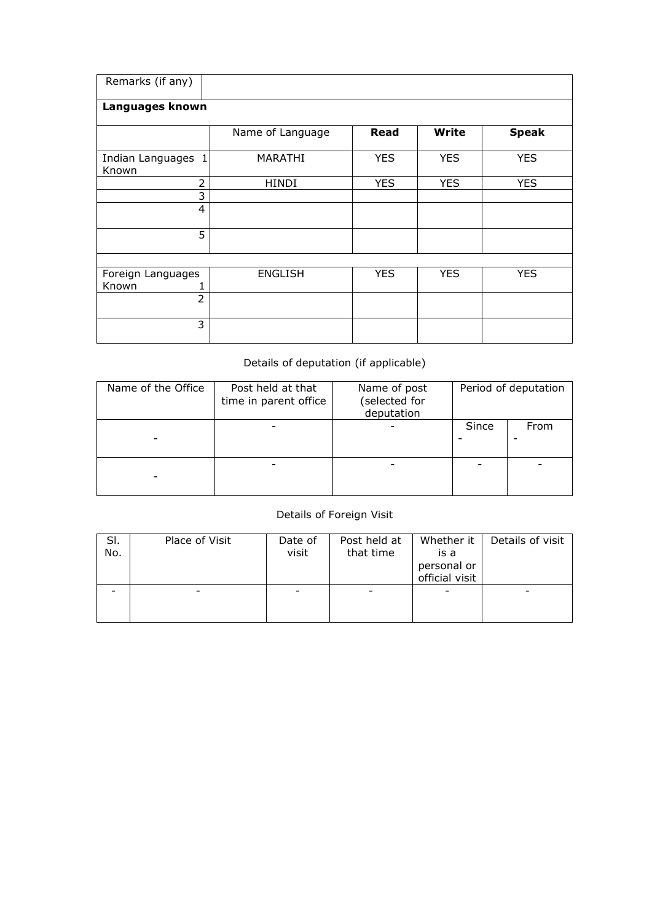| Remarks (if any) | | | | |
|---|---|---|---|---|
| **Languages known** | | | | |
| | Name of Language | **Read** | **Write** | **Speak** |
| Indian Languages Known 1 | MARATHI | YES | YES | YES |
| 2 | HINDI | YES | YES | YES |
| 3 | | | | |
| 4 | | | | |
| 5 | | | | |
| | | | | |
| Foreign Languages Known 1 | ENGLISH | YES | YES | YES |
| 2 | | | | |
| 3 | | | | |

Details of deputation (if applicable)

| Name of the Office | Post held at that time in parent office | Name of post (selected for deputation | Period of deputation | |
|---|---|---|---|---|
| | | | Since | From |
| - | - | - | - | - |
| - | - | - | - | - |

Details of Foreign Visit

| Sl. No. | Place of Visit | Date of visit | Post held at that time | Whether it is a personal or official visit | Details of visit |
|---|---|---|---|---|---|
| - | - | - | - | - | - |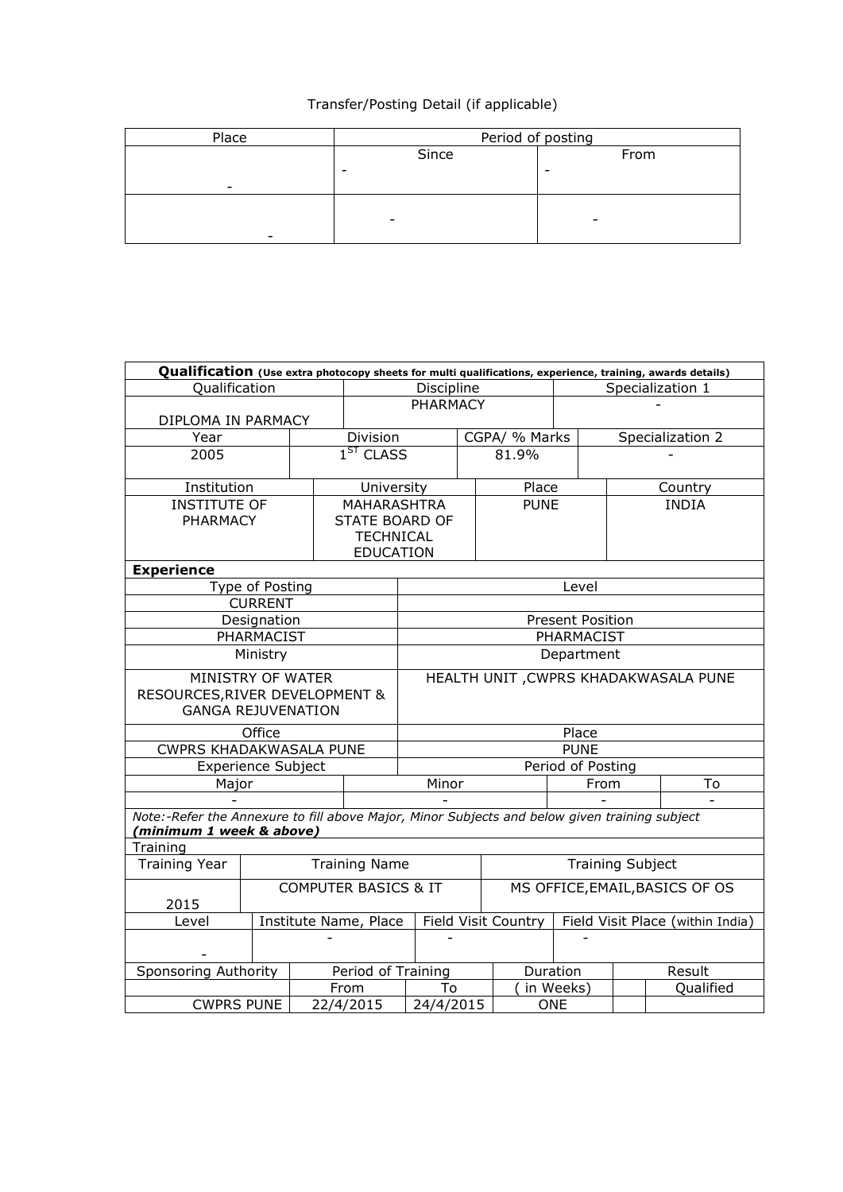Transfer/Posting Detail (if applicable)

| Place | Period of posting | |
|---|---|---|
| | Since | From |
| - | - | - |
| - | - | - |

| **Qualification** *(Use extra photocopy sheets for multi qualifications, experience, training, awards details)* | | |
|---|---|---|
| Qualification | Discipline | Specialization 1 |
| DIPLOMA IN PARMACY | PHARMACY | - |

| Year | Division | CGPA/ % Marks | Specialization 2 |
|---|---|---|---|
| 2005 | 1[ST] CLASS | 81.9% | - |

| Institution | University | Place | Country |
|---|---|---|---|
| INSTITUTE OF PHARMACY | MAHARASHTRA STATE BOARD OF TECHNICAL EDUCATION | PUNE | INDIA |

**Experience**

| Type of Posting | Level |
|---|---|
| CURRENT | |
| Designation | Present Position |
| PHARMACIST | PHARMACIST |
| Ministry | Department |
| MINISTRY OF WATER RESOURCES,RIVER DEVELOPMENT & GANGA REJUVENATION | HEALTH UNIT ,CWPRS KHADAKWASALA PUNE |
| Office | Place |
| CWPRS KHADAKWASALA PUNE | PUNE |
| Experience Subject | Period of Posting |

| Major | Minor | From | To |
|---|---|---|---|
| - | - | - | - |

*Note:-Refer the Annexure to fill above Major, Minor Subjects and below given training subject* ***(minimum 1 week & above)***

Training

| Training Year | Training Name | Training Subject |
|---|---|---|
| 2015 | COMPUTER BASICS & IT | MS OFFICE,EMAIL,BASICS OF OS |

| Level | Institute Name, Place | Field Visit Country | Field Visit Place (within India) |
|---|---|---|---|
| - | - | - | - |

| Sponsoring Authority | Period of Training | | Duration | Result |
|---|---|---|---|---|
| | From | To | ( in Weeks) | Qualified |
| CWPRS PUNE | 22/4/2015 | 24/4/2015 | ONE | |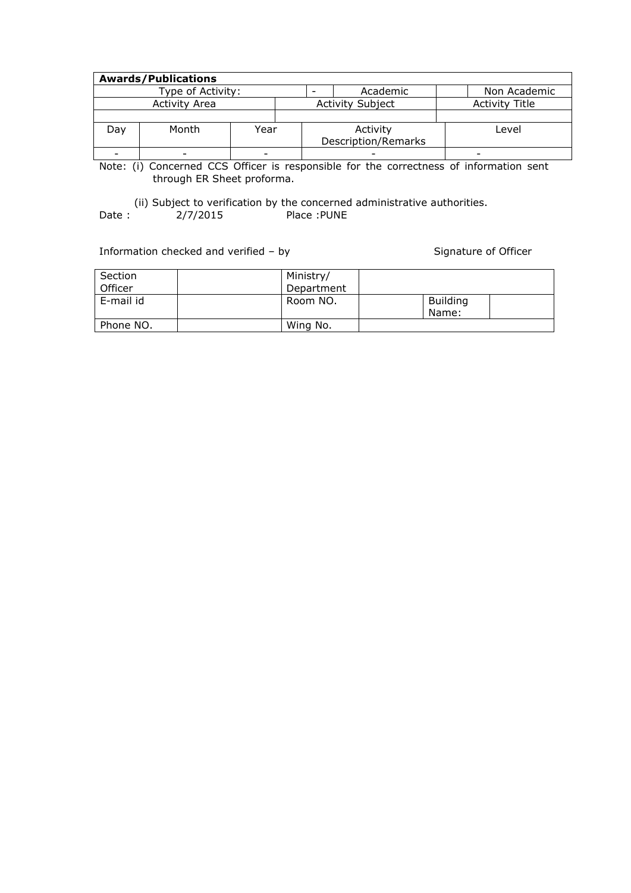| **Awards/Publications** | | | | | | |
|---|---|---|---|---|---|---|
| Type of Activity: | | | - | Academic | | Non Academic |
| Activity Area | | | Activity Subject | | Activity Title | |
| | | | | | | |
| Day | Month | Year | Activity Description/Remarks | | Level | |
| - | - | - | - | | - | |

Note: (i) Concerned CCS Officer is responsible for the correctness of information sent through ER Sheet proforma.

(ii) Subject to verification by the concerned administrative authorities.

Date : 2/7/2015 Place :PUNE

Information checked and verified – by Signature of Officer

| | | | | | |
|---|---|---|---|---|---|
| Section Officer | | Ministry/ Department | | | |
| E-mail id | | Room NO. | | Building Name: | |
| Phone NO. | | Wing No. | | | |